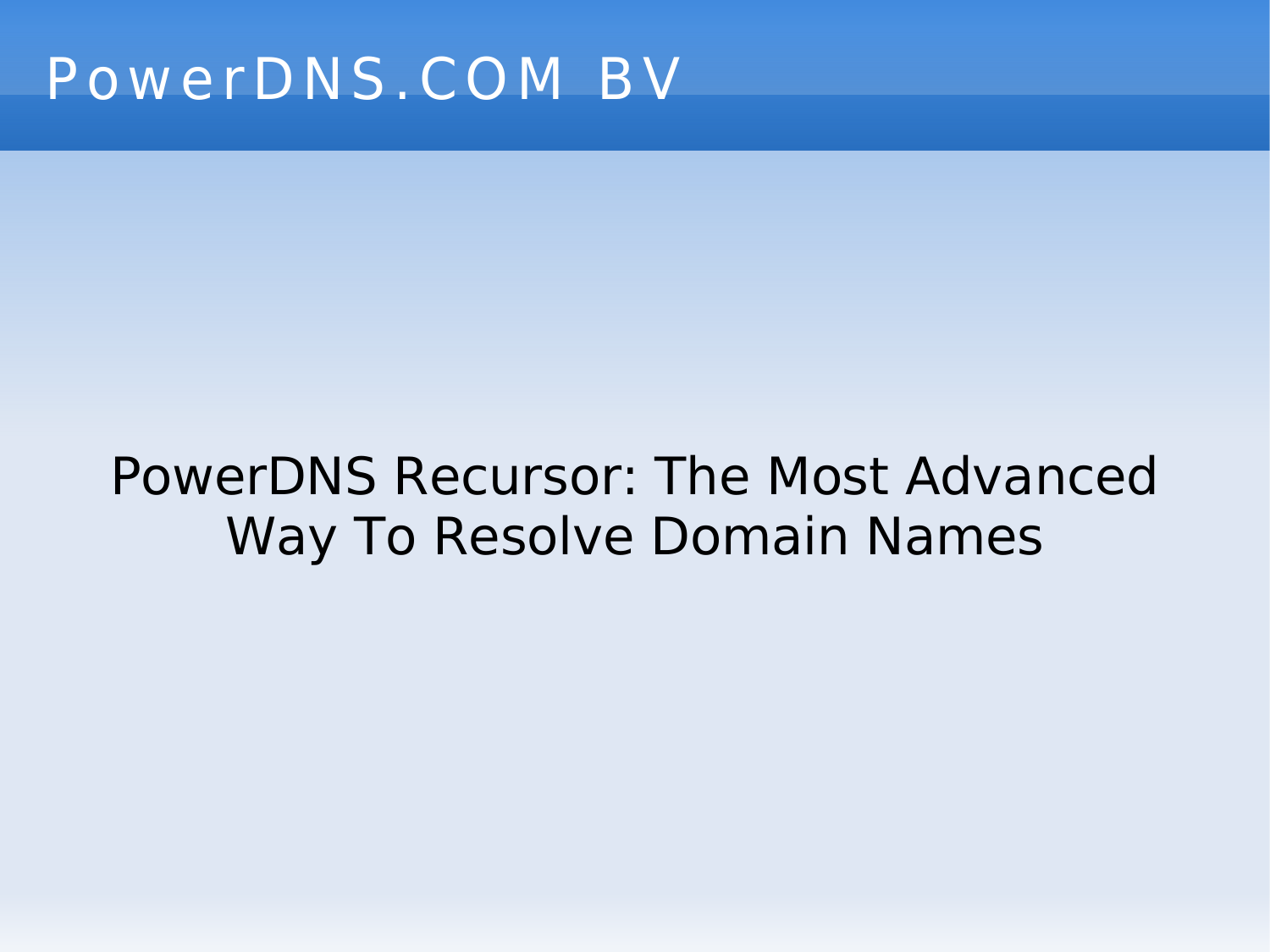PowerDNS.COM BV

# PowerDNS Recursor: The Most Advanced Way To Resolve Domain Names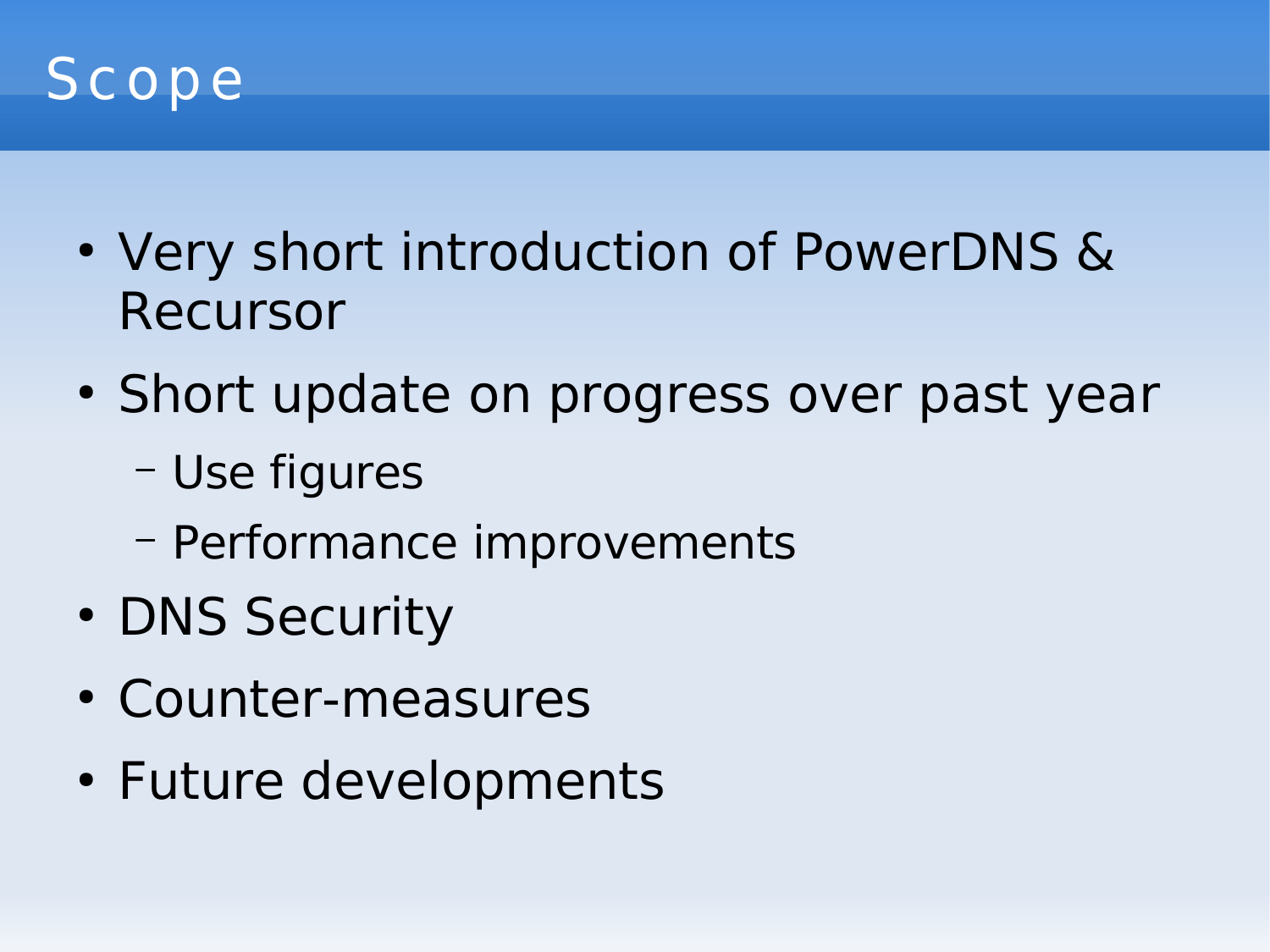# Scope

- Very short introduction of PowerDNS & Recursor
- Short update on progress over past year
  - Use figures
  - Performance improvements
- DNS Security
- Counter-measures
- Future developments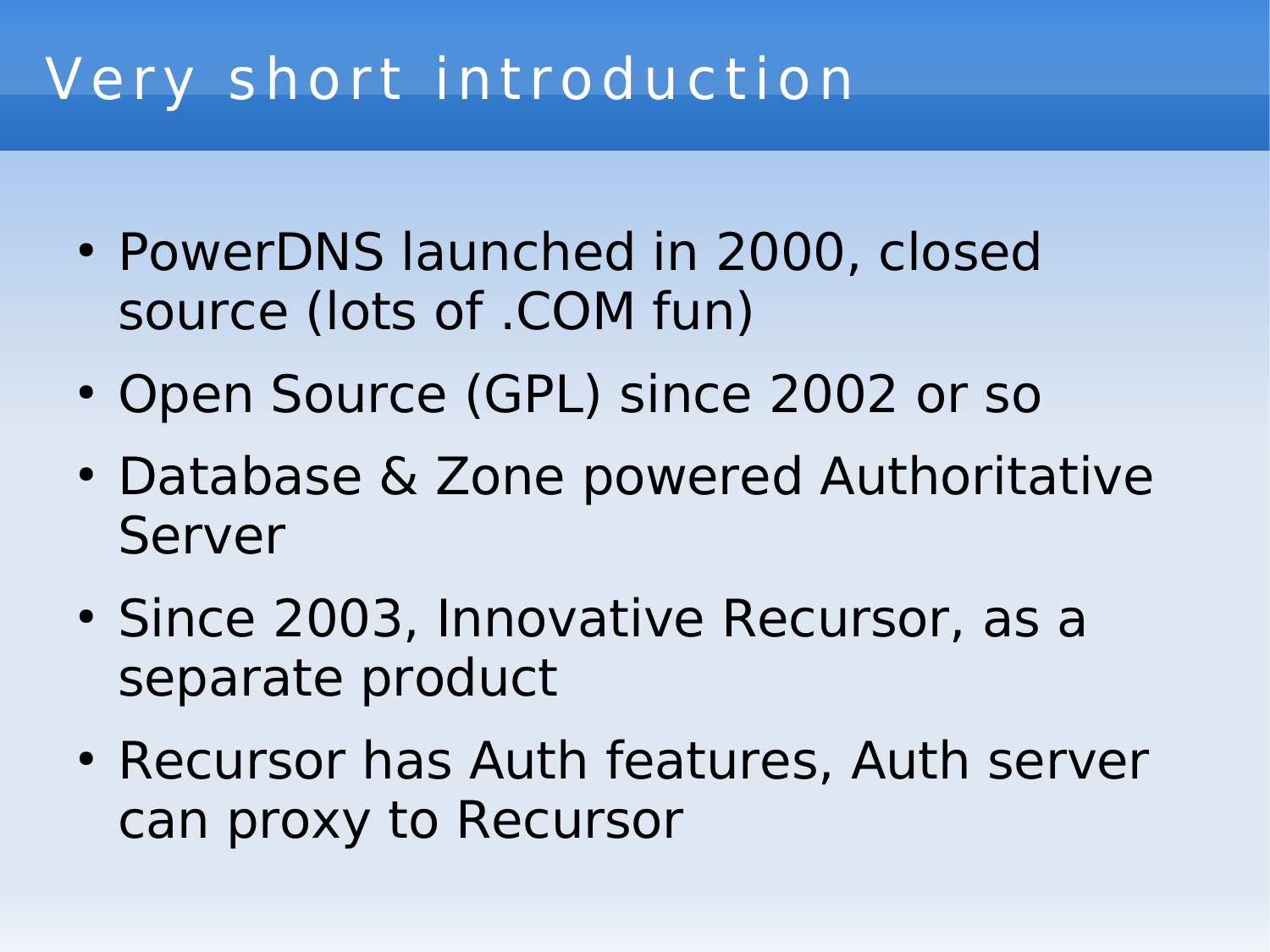# Very short introduction

- PowerDNS launched in 2000, closed source (lots of .COM fun)
- Open Source (GPL) since 2002 or so
- Database & Zone powered Authoritative Server
- Since 2003, Innovative Recursor, as a separate product
- Recursor has Auth features, Auth server can proxy to Recursor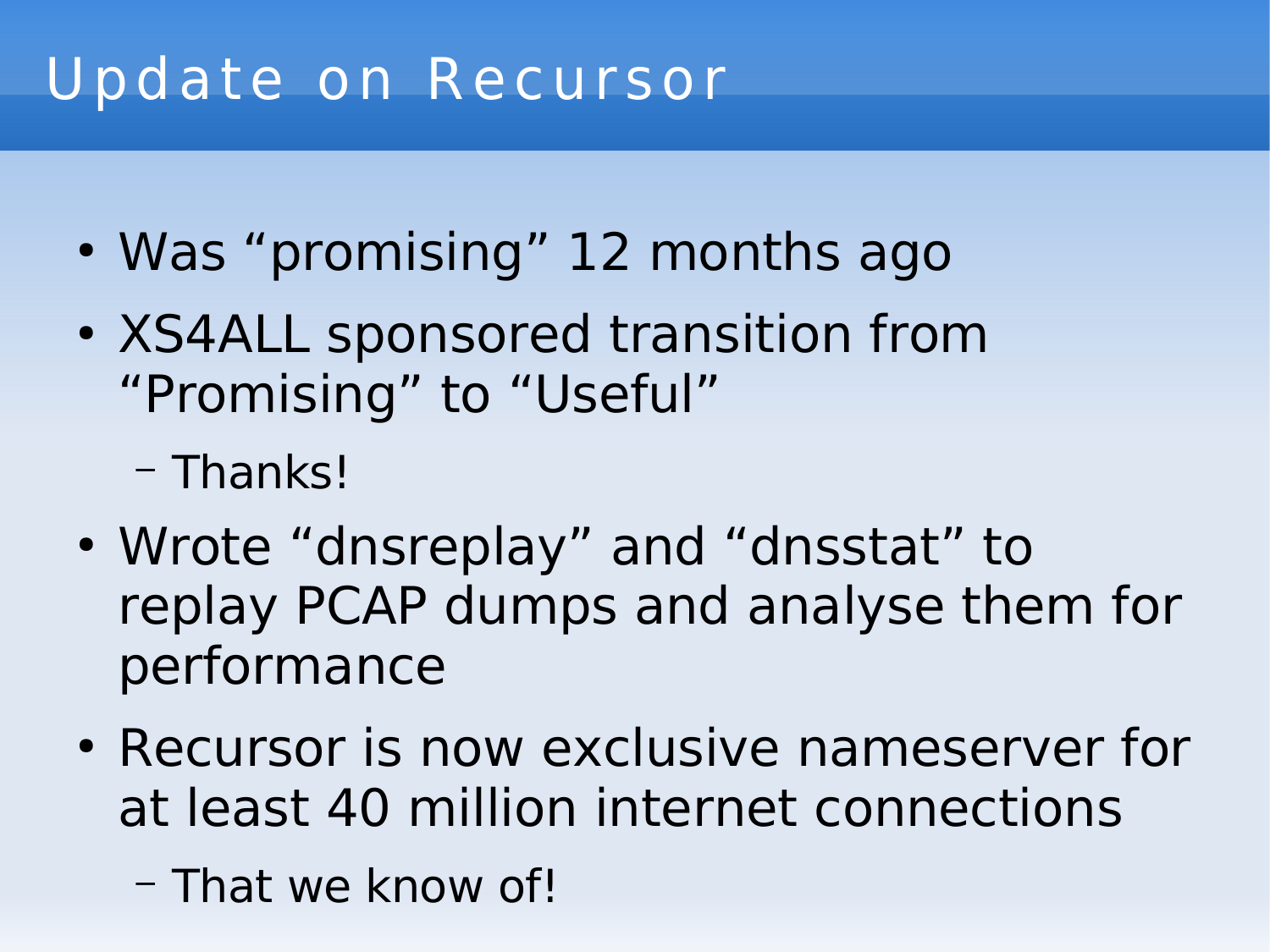# Update on Recursor

- Was “promising” 12 months ago
- XS4ALL sponsored transition from “Promising” to “Useful”
  - Thanks!
- Wrote “dnsreplay” and “dnsstat” to replay PCAP dumps and analyse them for performance
- Recursor is now exclusive nameserver for at least 40 million internet connections
  - That we know of!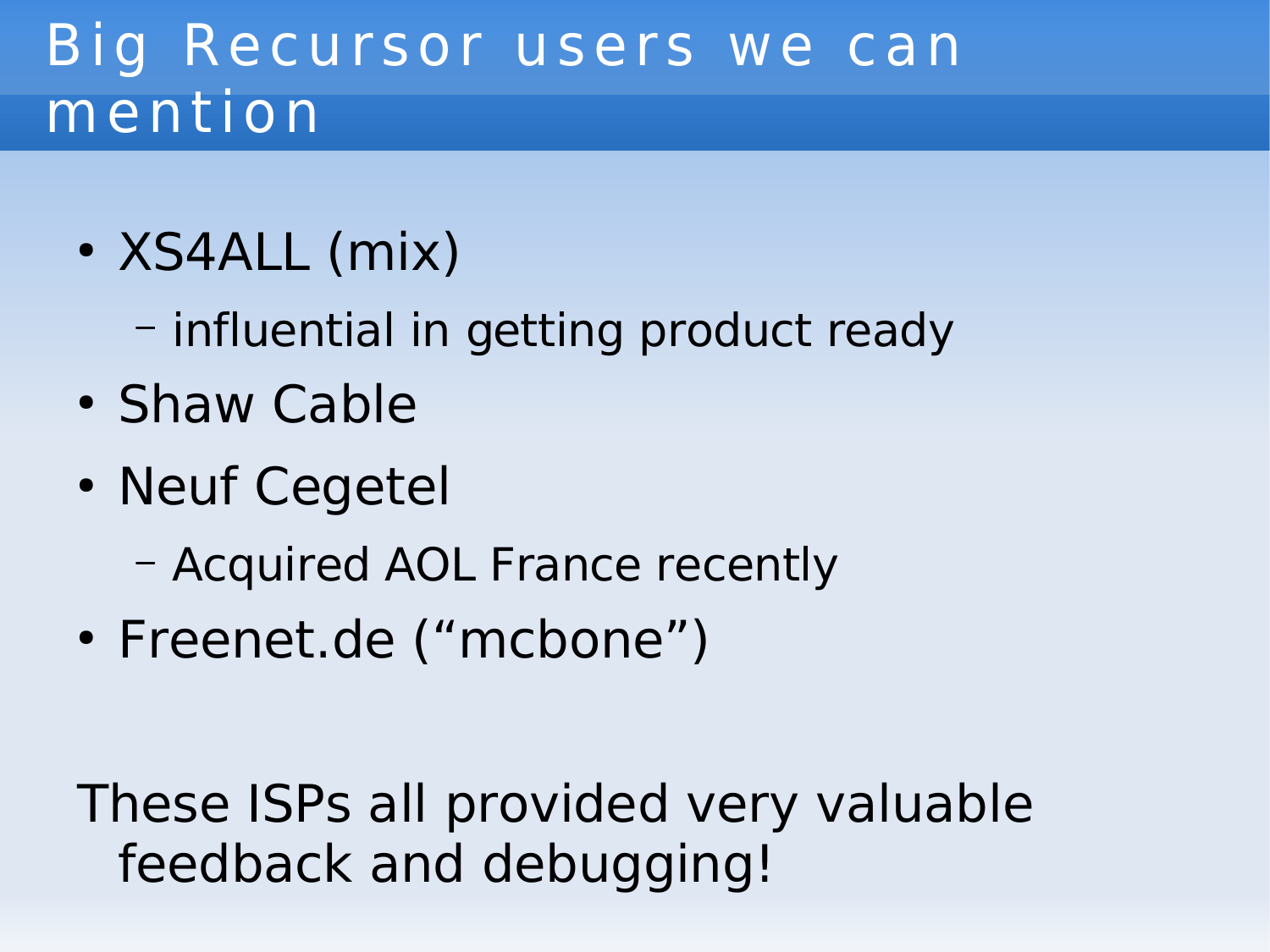# Big Recursor users we can mention

- XS4ALL (mix)
  - influential in getting product ready
- Shaw Cable
- Neuf Cegetel
  - Acquired AOL France recently
- Freenet.de (“mcbone”)

These ISPs all provided very valuable feedback and debugging!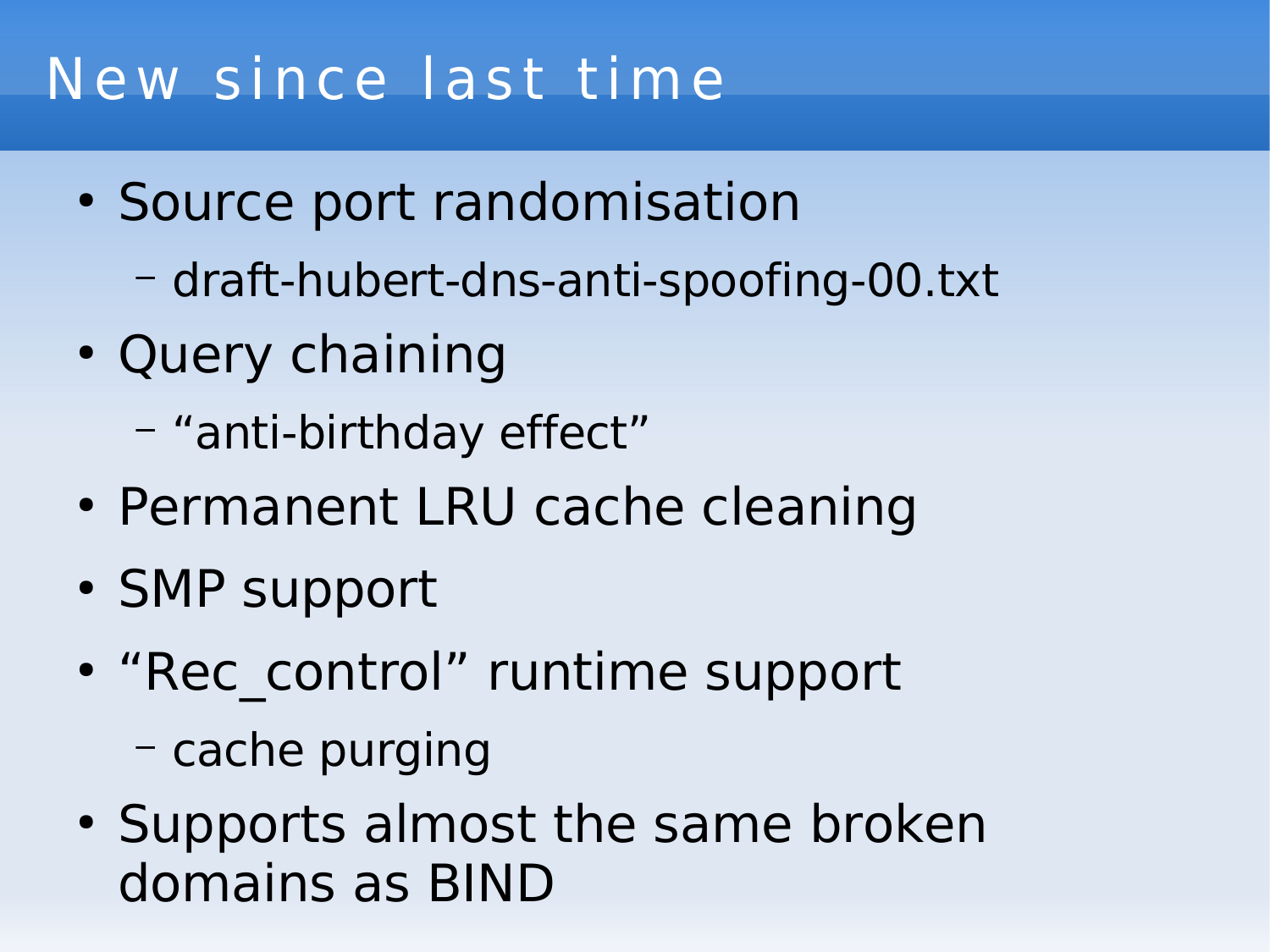# New since last time

- Source port randomisation
  - draft-hubert-dns-anti-spoofing-00.txt
- Query chaining
  - “anti-birthday effect”
- Permanent LRU cache cleaning
- SMP support
- “Rec_control” runtime support
  - cache purging
- Supports almost the same broken domains as BIND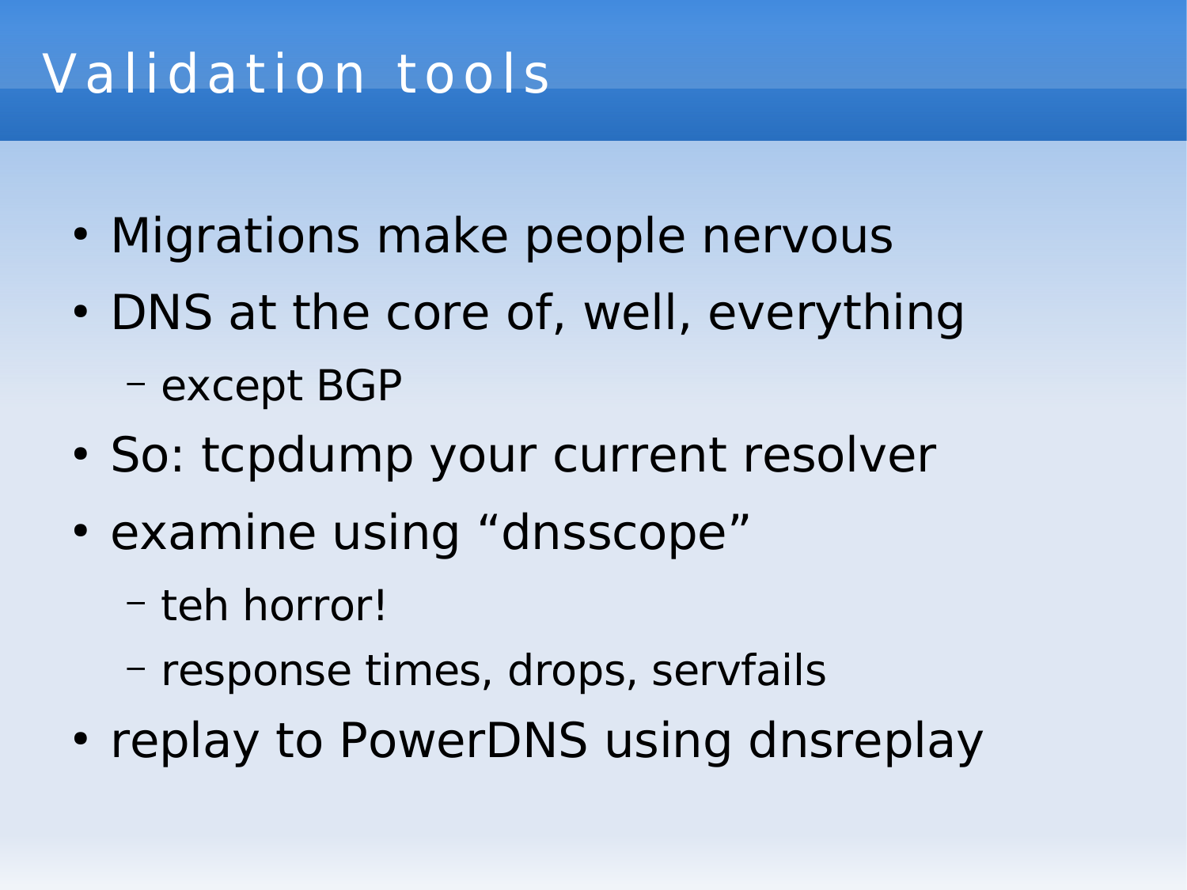# Validation tools

- Migrations make people nervous
- DNS at the core of, well, everything
  - except BGP
- So: tcpdump your current resolver
- examine using “dnsscope”
  - teh horror!
  - response times, drops, servfails
- replay to PowerDNS using dnsreplay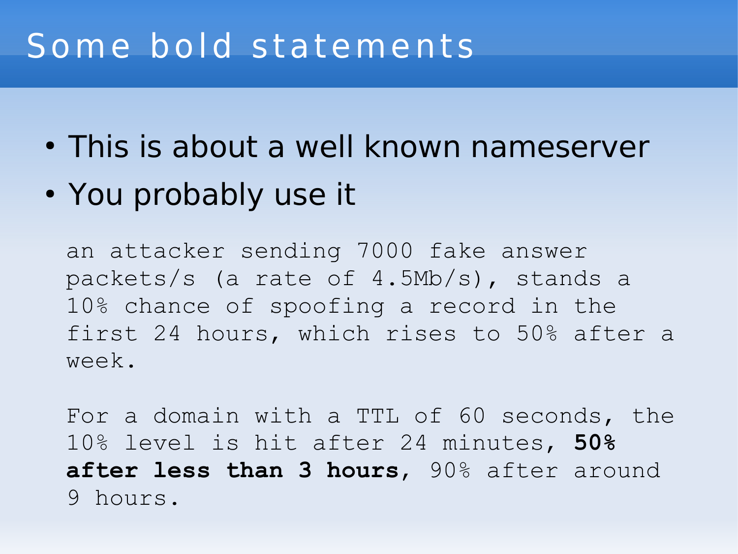# Some bold statements

- This is about a well known nameserver
- You probably use it

```
an attacker sending 7000 fake answer
packets/s (a rate of 4.5Mb/s), stands a
10% chance of spoofing a record in the
first 24 hours, which rises to 50% after a
week.
```

For a domain with a TTL of 60 seconds, the 10% level is hit after 24 minutes, **50% after less than 3 hours**, 90% after around 9 hours.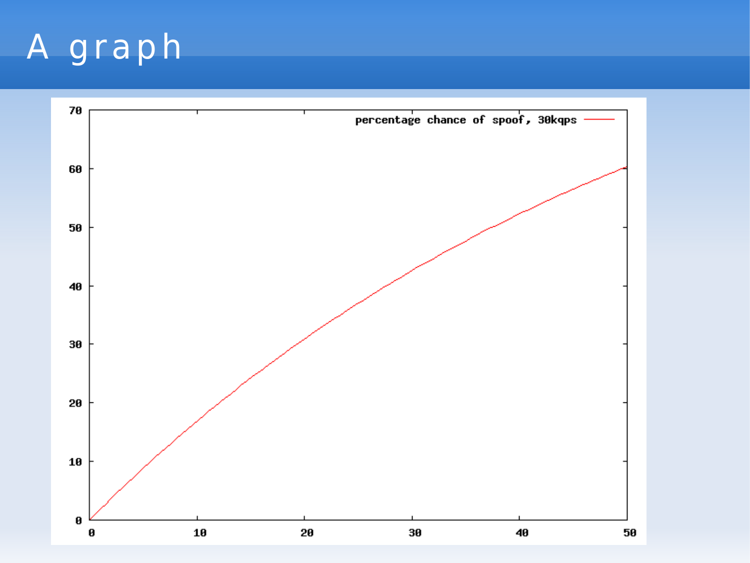# A graph

percentage chance of spoof, 30kqps

70

60

50

40

30

20

10

0

0

10

20

30

40

50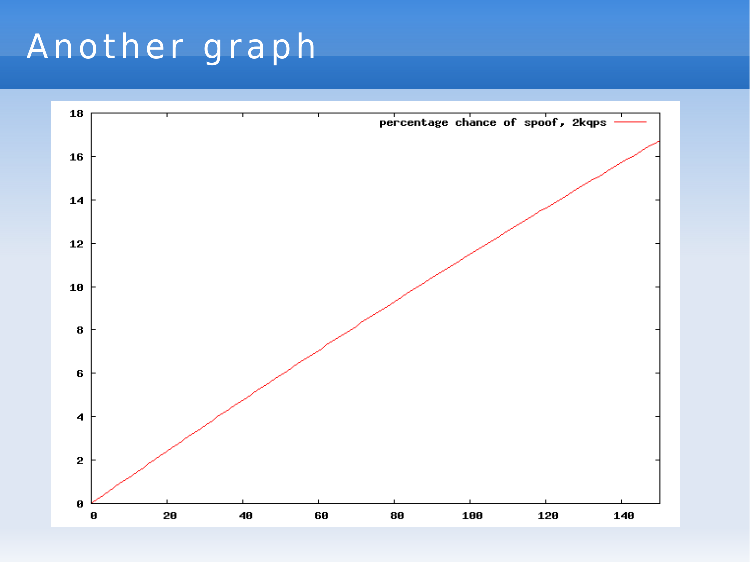# Another graph

percentage chance of spoof, 2kqps

18
16
14
12
10
8
6
4
2
0

0
20
40
60
80
100
120
140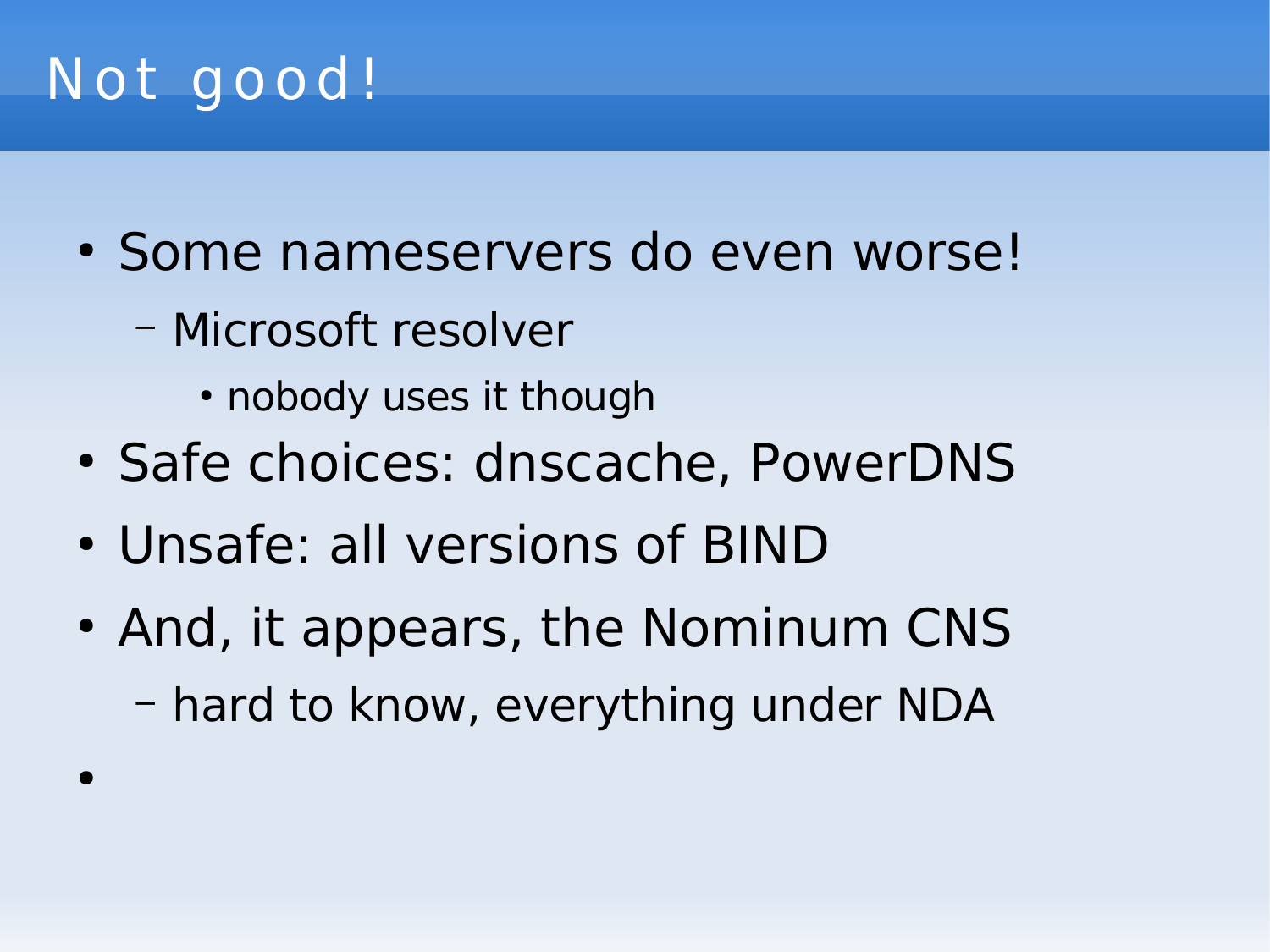# Not good!

- Some nameservers do even worse!
  - Microsoft resolver
    - nobody uses it though
- Safe choices: dnscache, PowerDNS
- Unsafe: all versions of BIND
- And, it appears, the Nominum CNS
  - hard to know, everything under NDA